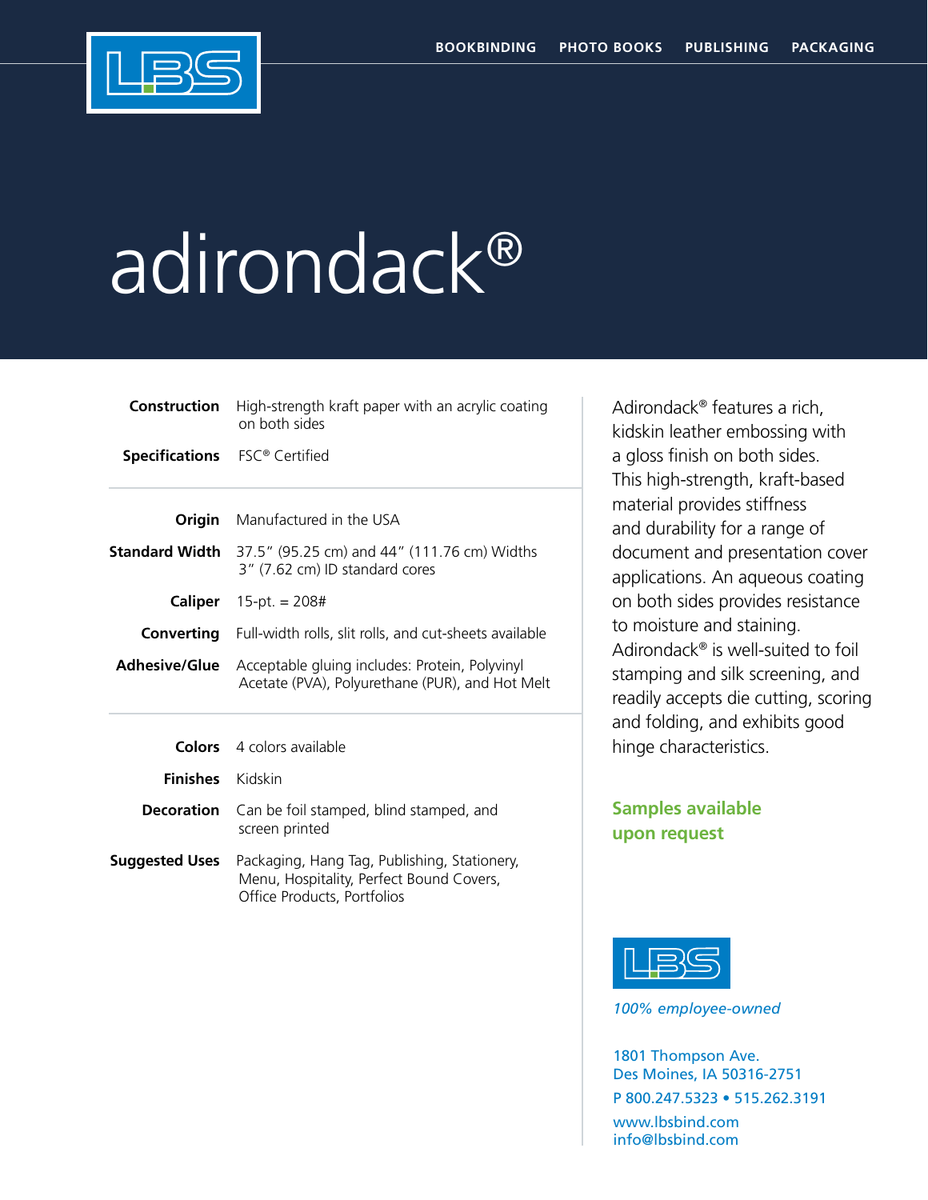BOOKBINDING | PHOTO BOOKS | PUBLISHING | PACKAGING

# adirondack®

| | |
|---|---|
| **Construction** | High-strength kraft paper with an acrylic coating on both sides |
| **Specifications** | FSC® Certified |
| **Origin** | Manufactured in the USA |
| **Standard Width** | 37.5″ (95.25 cm) and 44″ (111.76 cm) Widths<br>3″ (7.62 cm) ID standard cores |
| **Caliper** | 15-pt. = 208# |
| **Converting** | Full-width rolls, slit rolls, and cut-sheets available |
| **Adhesive/Glue** | Acceptable gluing includes: Protein, Polyvinyl Acetate (PVA), Polyurethane (PUR), and Hot Melt |
| **Colors** | 4 colors available |
| **Finishes** | Kidskin |
| **Decoration** | Can be foil stamped, blind stamped, and screen printed |
| **Suggested Uses** | Packaging, Hang Tag, Publishing, Stationery, Menu, Hospitality, Perfect Bound Covers, Office Products, Portfolios |

Adirondack® features a rich, kidskin leather embossing with a gloss finish on both sides. This high-strength, kraft-based material provides stiffness and durability for a range of document and presentation cover applications. An aqueous coating on both sides provides resistance to moisture and staining. Adirondack® is well-suited to foil stamping and silk screening, and readily accepts die cutting, scoring and folding, and exhibits good hinge characteristics.

**Samples available upon request**

LBS

*100% employee-owned*

1801 Thompson Ave.
Des Moines, IA 50316-2751

P 800.247.5323 • 515.262.3191

www.lbsbind.com
info@lbsbind.com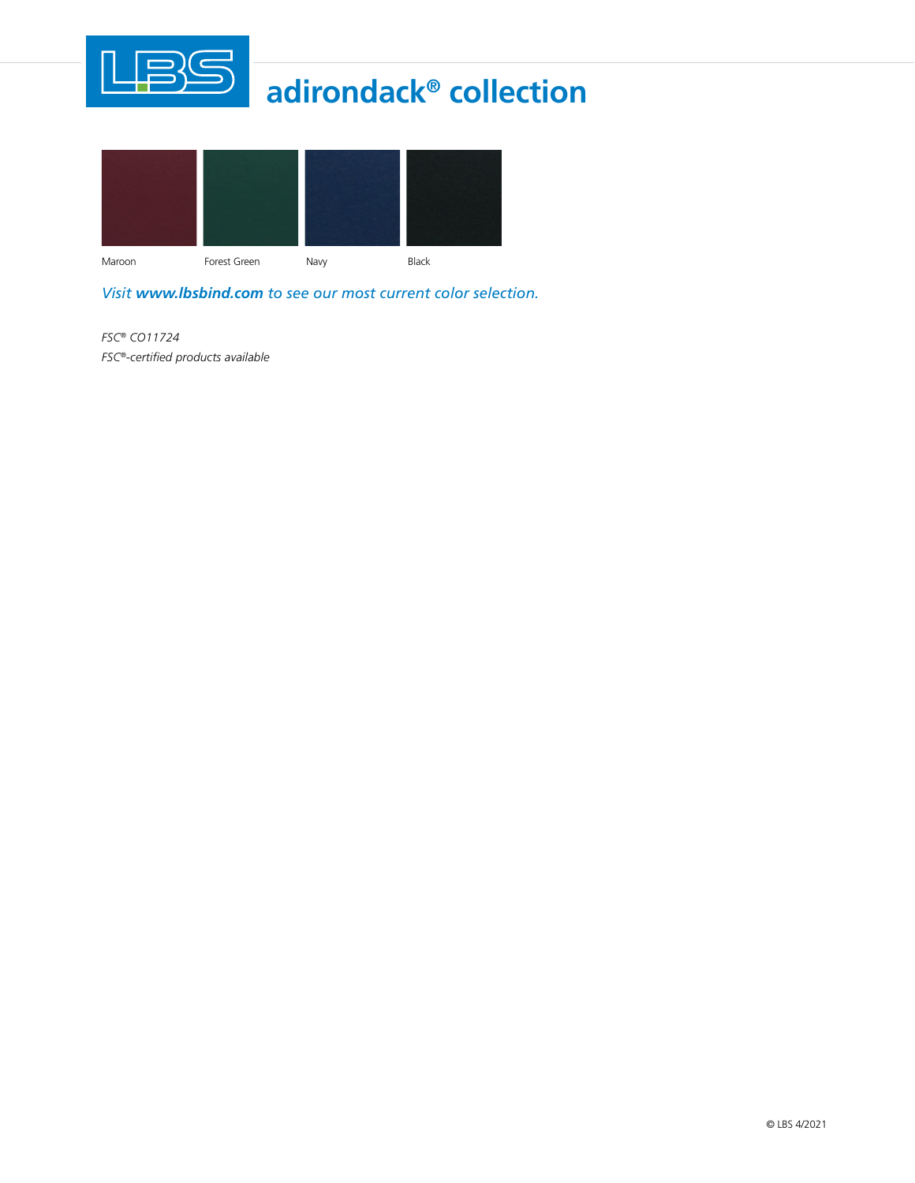# adirondack® collection

Maroon

Forest Green

Navy

Black

*Visit **www.lbsbind.com** to see our most current color selection.*

*FSC® CO11724*

*FSC®-certified products available*

© LBS 4/2021